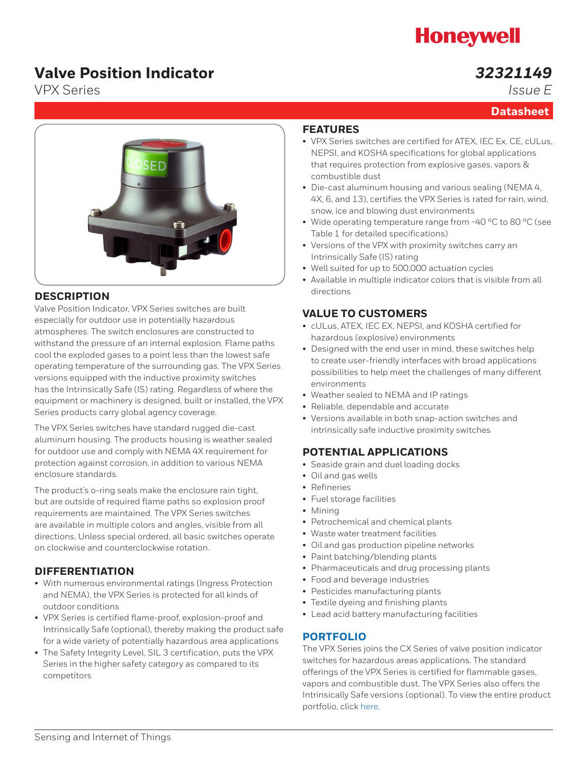Honeywell

# Valve Position Indicator

VPX Series

*32321149*

*Issue E*

**Datasheet**

## DESCRIPTION

Valve Position Indicator, VPX Series switches are built especially for outdoor use in potentially hazardous atmospheres. The switch enclosures are constructed to withstand the pressure of an internal explosion. Flame paths cool the exploded gases to a point less than the lowest safe operating temperature of the surrounding gas. The VPX Series versions equipped with the inductive proximity switches has the Intrinsically Safe (IS) rating. Regardless of where the equipment or machinery is designed, built or installed, the VPX Series products carry global agency coverage.

The VPX Series switches have standard rugged die-cast aluminum housing. The products housing is weather sealed for outdoor use and comply with NEMA 4X requirement for protection against corrosion, in addition to various NEMA enclosure standards.

The product's o-ring seals make the enclosure rain tight, but are outside of required flame paths so explosion proof requirements are maintained. The VPX Series switches are available in multiple colors and angles, visible from all directions. Unless special ordered, all basic switches operate on clockwise and counterclockwise rotation.

## DIFFERENTIATION

- With numerous environmental ratings (Ingress Protection and NEMA), the VPX Series is protected for all kinds of outdoor conditions
- VPX Series is certified flame-proof, explosion-proof and Intrinsically Safe (optional), thereby making the product safe for a wide variety of potentially hazardous area applications
- The Safety Integrity Level, SIL 3 certification, puts the VPX Series in the higher safety category as compared to its competitors

## FEATURES

- VPX Series switches are certified for ATEX, IEC Ex, CE, cULus, NEPSI, and KOSHA specifications for global applications that requires protection from explosive gases, vapors & combustible dust
- Die-cast aluminum housing and various sealing (NEMA 4, 4X, 6, and 13), certifies the VPX Series is rated for rain, wind, snow, ice and blowing dust environments
- Wide operating temperature range from -40 °C to 80 °C (see Table 1 for detailed specifications)
- Versions of the VPX with proximity switches carry an Intrinsically Safe (IS) rating
- Well suited for up to 500,000 actuation cycles
- Available in multiple indicator colors that is visible from all directions

## VALUE TO CUSTOMERS

- cULus, ATEX, IEC EX, NEPSI, and KOSHA certified for hazardous (explosive) environments
- Designed with the end user in mind, these switches help to create user-friendly interfaces with broad applications possibilities to help meet the challenges of many different environments
- Weather sealed to NEMA and IP ratings
- Reliable, dependable and accurate
- Versions available in both snap-action switches and intrinsically safe inductive proximity switches

## POTENTIAL APPLICATIONS

- Seaside grain and duel loading docks
- Oil and gas wells
- Refineries
- Fuel storage facilities
- Mining
- Petrochemical and chemical plants
- Waste water treatment facilities
- Oil and gas production pipeline networks
- Paint batching/blending plants
- Pharmaceuticals and drug processing plants
- Food and beverage industries
- Pesticides manufacturing plants
- Textile dyeing and finishing plants
- Lead acid battery manufacturing facilities

## PORTFOLIO

The VPX Series joins the CX Series of valve position indicator switches for hazardous areas applications. The standard offerings of the VPX Series is certified for flammable gases, vapors and combustible dust. The VPX Series also offers the Intrinsically Safe versions (optional). To view the entire product portfolio, click here.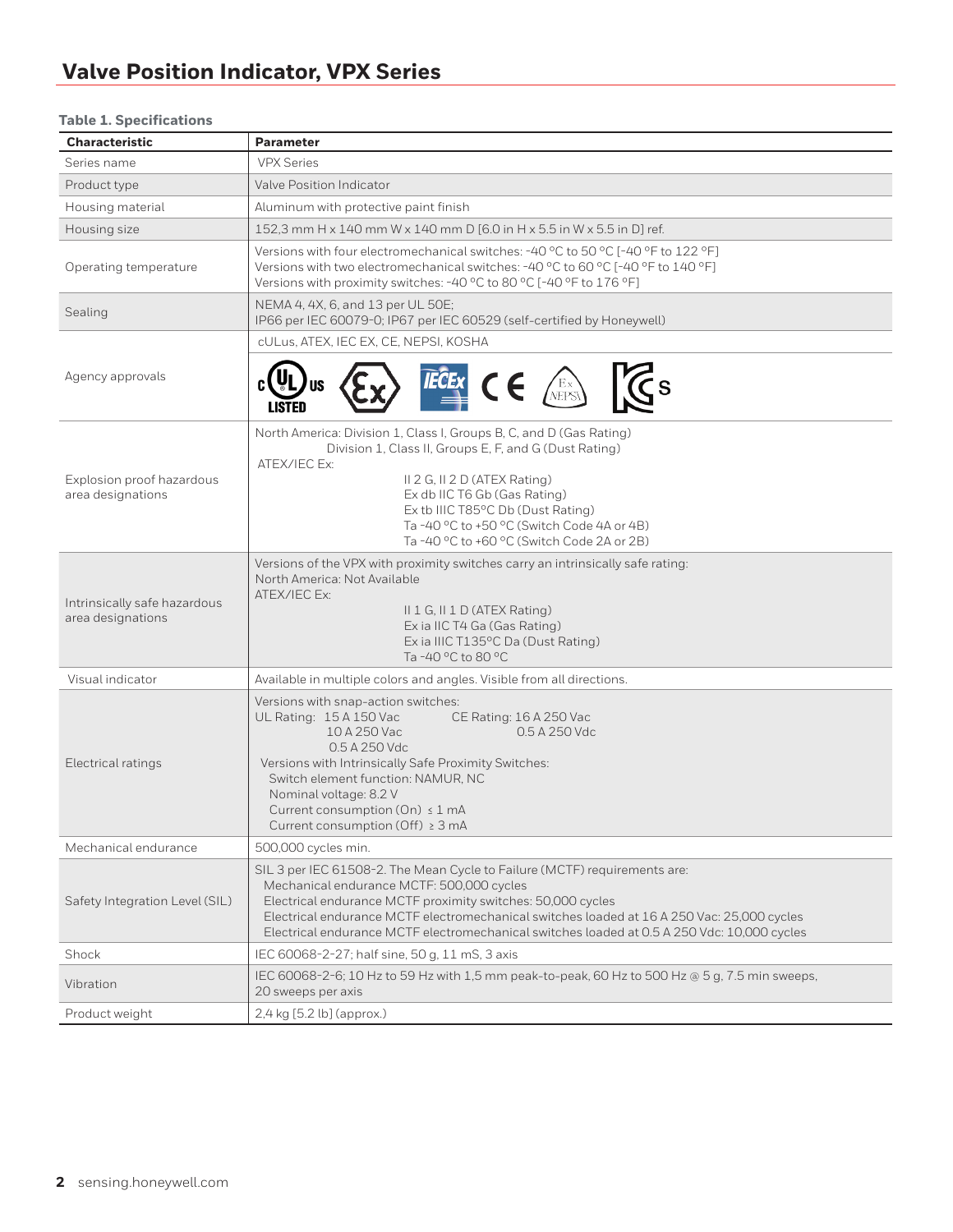## Valve Position Indicator, VPX Series

**Table 1. Specifications**

| Characteristic | Parameter |
|---|---|
| Series name | VPX Series |
| Product type | Valve Position Indicator |
| Housing material | Aluminum with protective paint finish |
| Housing size | 152,3 mm H x 140 mm W x 140 mm D [6.0 in H x 5.5 in W x 5.5 in D] ref. |
| Operating temperature | Versions with four electromechanical switches: -40 °C to 50 °C [-40 °F to 122 °F]<br>Versions with two electromechanical switches: -40 °C to 60 °C [-40 °F to 140 °F]<br>Versions with proximity switches: -40 °C to 80 °C [-40 °F to 176 °F] |
| Sealing | NEMA 4, 4X, 6, and 13 per UL 50E;<br>IP66 per IEC 60079-0; IP67 per IEC 60529 (self-certified by Honeywell) |
| Agency approvals | cULus, ATEX, IEC EX, CE, NEPSI, KOSHA |
| Explosion proof hazardous area designations | North America: Division 1, Class I, Groups B, C, and D (Gas Rating)<br>Division 1, Class II, Groups E, F, and G (Dust Rating)<br>ATEX/IEC Ex:<br>II 2 G, II 2 D (ATEX Rating)<br>Ex db IIC T6 Gb (Gas Rating)<br>Ex tb IIIC T85°C Db (Dust Rating)<br>Ta -40 °C to +50 °C (Switch Code 4A or 4B)<br>Ta -40 °C to +60 °C (Switch Code 2A or 2B) |
| Intrinsically safe hazardous area designations | Versions of the VPX with proximity switches carry an intrinsically safe rating:<br>North America: Not Available<br>ATEX/IEC Ex:<br>II 1 G, II 1 D (ATEX Rating)<br>Ex ia IIC T4 Ga (Gas Rating)<br>Ex ia IIIC T135°C Da (Dust Rating)<br>Ta -40 °C to 80 °C |
| Visual indicator | Available in multiple colors and angles. Visible from all directions. |
| Electrical ratings | Versions with snap-action switches:<br>UL Rating: 15 A 150 Vac, 10 A 250 Vac, 0.5 A 250 Vdc<br>CE Rating: 16 A 250 Vac, 0.5 A 250 Vdc<br>Versions with Intrinsically Safe Proximity Switches:<br>Switch element function: NAMUR, NC<br>Nominal voltage: 8.2 V<br>Current consumption (On) ≤ 1 mA<br>Current consumption (Off) ≥ 3 mA |
| Mechanical endurance | 500,000 cycles min. |
| Safety Integration Level (SIL) | SIL 3 per IEC 61508-2. The Mean Cycle to Failure (MCTF) requirements are:<br>Mechanical endurance MCTF: 500,000 cycles<br>Electrical endurance MCTF proximity switches: 50,000 cycles<br>Electrical endurance MCTF electromechanical switches loaded at 16 A 250 Vac: 25,000 cycles<br>Electrical endurance MCTF electromechanical switches loaded at 0.5 A 250 Vdc: 10,000 cycles |
| Shock | IEC 60068-2-27; half sine, 50 g, 11 mS, 3 axis |
| Vibration | IEC 60068-2-6; 10 Hz to 59 Hz with 1,5 mm peak-to-peak, 60 Hz to 500 Hz @ 5 g, 7.5 min sweeps, 20 sweeps per axis |
| Product weight | 2,4 kg [5.2 lb] (approx.) |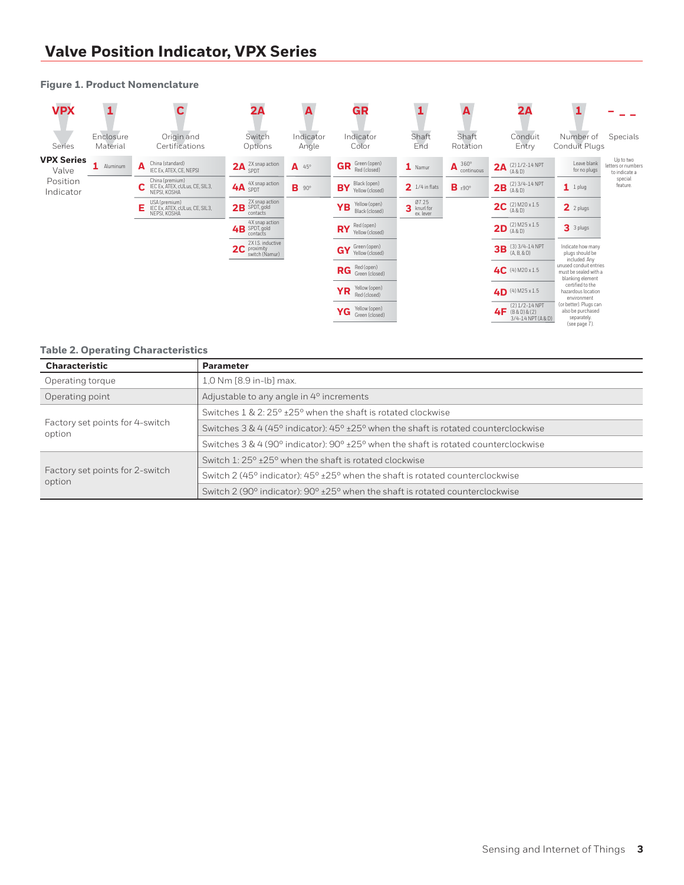## Valve Position Indicator, VPX Series

### Figure 1. Product Nomenclature

VPX — 1 — C — 2A — A — GR — 1 — A — 2A — 1 — _ _ _

| Series | Enclosure Material | Origin and Certifications | Switch Options | Indicator Angle | Indicator Color | Shaft End | Shaft Rotation | Conduit Entry | Number of Conduit Plugs | Specials |
|---|---|---|---|---|---|---|---|---|---|---|
| **VPX Series** Valve Position Indicator | **1** Aluminum | **A** China (standard) IEC Ex, ATEX, CE, NEPSI | **2A** 2X snap action SPDT | **A** 45° | **GR** Green (open) Red (closed) | **1** Namur | **A** 360° continuous | **2A** (2) 1/2-14 NPT (A & D) | Leave blank for no plugs | Up to two letters or numbers to indicate a special feature. |
| | | **C** China (premium) IEC Ex, ATEX, cULus, CE, SIL3, NEPSI, KOSHA | **4A** 4X snap action SPDT | **B** 90° | **BY** Black (open) Yellow (closed) | **2** 1/4 in flats | **B** ±90° | **2B** (2) 3/4-14 NPT (A & D) | **1** 1 plug | |
| | | **E** USA (premium) IEC Ex, ATEX, cULus, CE, SIL3, NEPSI, KOSHA | **2B** 2X snap action SPDT, gold contacts | | **YB** Yellow (open) Black (closed) | **3** Ø7.25 knurl for ex. lever | | **2C** (2) M20 x 1.5 (A & D) | **2** 2 plugs | |
| | | | **4B** 4X snap action SPDT, gold contacts | | **RY** Red (open) Yellow (closed) | | | **2D** (2) M25 x 1.5 (A & D) | **3** 3 plugs | |
| | | | **2C** 2X I.S. inductive proximity switch (Namur) | | **GY** Green (open) Yellow (closed) | | | **3B** (3) 3/4-14 NPT (A, B, & D) | Indicate how many plugs should be included. Any unused conduit entries must be sealed with a blanking element certified to the hazardous location environment (or better). Plugs can also be purchased separately (see page 7). | |
| | | | | | **RG** Red (open) Green (closed) | | | **4C** (4) M20 x 1.5 | | |
| | | | | | **YR** Yellow (open) Red (closed) | | | **4D** (4) M25 x 1.5 | | |
| | | | | | **YG** Yellow (open) Green (closed) | | | **4F** (2) 1/2-14 NPT (B & D) & (2) 3/4-14 NPT (A & D) | | |

### Table 2. Operating Characteristics

| Characteristic | Parameter |
|---|---|
| Operating torque | 1,0 Nm [8.9 in-lb] max. |
| Operating point | Adjustable to any angle in 4° increments |
| Factory set points for 4-switch option | Switches 1 & 2: 25° ±25° when the shaft is rotated clockwise |
| | Switches 3 & 4 (45° indicator): 45° ±25° when the shaft is rotated counterclockwise |
| | Switches 3 & 4 (90° indicator): 90° ±25° when the shaft is rotated counterclockwise |
| Factory set points for 2-switch option | Switch 1: 25° ±25° when the shaft is rotated clockwise |
| | Switch 2 (45° indicator): 45° ±25° when the shaft is rotated counterclockwise |
| | Switch 2 (90° indicator): 90° ±25° when the shaft is rotated counterclockwise |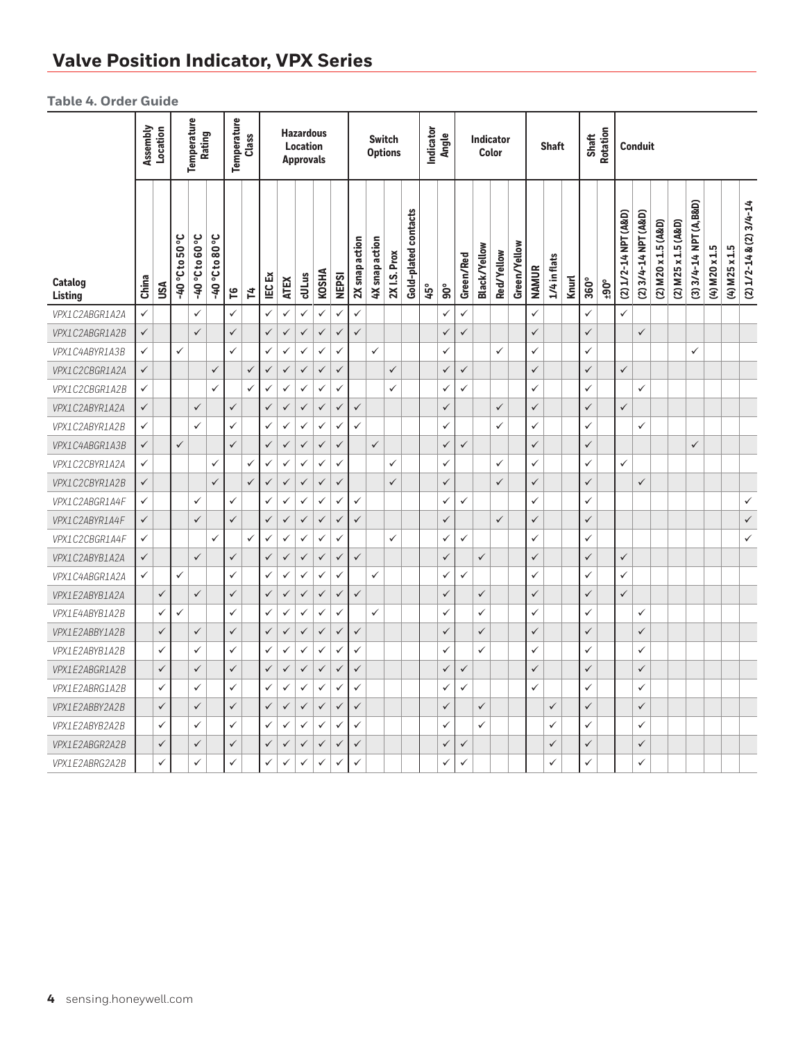## Table 4. Order Guide

| Catalog Listing | Assembly Location | | Temperature Rating | | | Temperature Class | | Hazardous Location Approvals | | | | | Switch Options | | | | Indicator Angle | | Indicator Color | | | | Shaft | | | Shaft Rotation | | Conduit | | | | | | | |
|---|---|---|---|---|---|---|---|---|---|---|---|---|---|---|---|---|---|---|---|---|---|---|---|---|---|---|---|---|---|---|---|---|---|---|---|
| | China | USA | -40 °C to 50 °C | -40 °C to 60 °C | -40 °C to 80 °C | T6 | T4 | IEC Ex | ATEX | cULus | KOSHA | NEPSI | 2X snap action | 4X snap action | 2X I.S. Prox | Gold-plated contacts | 45° | 90° | Green/Red | Black/Yellow | Red/Yellow | Green/Yellow | NAMUR | 1/4 in flats | Knurl | 360° | ±90° | (2) 1/2-14 NPT (A&D) | (2) 3/4-14 NPT (A&D) | (2) M20 x 1.5 (A&D) | (2) M25 x 1.5 (A&D) | (3) 3/4-14 NPT (A,B&D) | (4) M20 x 1.5 | (4) M25 x 1.5 | (2) 1/2-14 & (2) 3/4-14 |
| VPX1C2ABGR1A2A | ✓ | | | ✓ | | ✓ | | ✓ | ✓ | ✓ | ✓ | ✓ | ✓ | | | | | ✓ | ✓ | | | | ✓ | | | ✓ | | ✓ | | | | | | | |
| VPX1C2ABGR1A2B | ✓ | | | ✓ | | ✓ | | ✓ | ✓ | ✓ | ✓ | ✓ | ✓ | | | | | ✓ | ✓ | | | | ✓ | | | ✓ | | | ✓ | | | | | | |
| VPX1C4ABYR1A3B | ✓ | | ✓ | | | ✓ | | ✓ | ✓ | ✓ | ✓ | ✓ | | ✓ | | | | ✓ | | | ✓ | | ✓ | | | ✓ | | | | | | ✓ | | | |
| VPX1C2CBGR1A2A | ✓ | | | | ✓ | | ✓ | ✓ | ✓ | ✓ | ✓ | ✓ | | | ✓ | | | ✓ | ✓ | | | | ✓ | | | ✓ | | ✓ | | | | | | | |
| VPX1C2CBGR1A2B | ✓ | | | | ✓ | | ✓ | ✓ | ✓ | ✓ | ✓ | ✓ | | | ✓ | | | ✓ | ✓ | | | | ✓ | | | ✓ | | | ✓ | | | | | | |
| VPX1C2ABYR1A2A | ✓ | | | ✓ | | ✓ | | ✓ | ✓ | ✓ | ✓ | ✓ | ✓ | | | | | ✓ | | | ✓ | | ✓ | | | ✓ | | ✓ | | | | | | | |
| VPX1C2ABYR1A2B | ✓ | | | ✓ | | ✓ | | ✓ | ✓ | ✓ | ✓ | ✓ | ✓ | | | | | ✓ | | | ✓ | | ✓ | | | ✓ | | | ✓ | | | | | | |
| VPX1C4ABGR1A3B | ✓ | | ✓ | | | ✓ | | ✓ | ✓ | ✓ | ✓ | ✓ | | ✓ | | | | ✓ | ✓ | | | | ✓ | | | ✓ | | | | | | ✓ | | | |
| VPX1C2CBYR1A2A | ✓ | | | | ✓ | | ✓ | ✓ | ✓ | ✓ | ✓ | ✓ | | | ✓ | | | ✓ | | | ✓ | | ✓ | | | ✓ | | ✓ | | | | | | | |
| VPX1C2CBYR1A2B | ✓ | | | | ✓ | | ✓ | ✓ | ✓ | ✓ | ✓ | ✓ | | | ✓ | | | ✓ | | | ✓ | | ✓ | | | ✓ | | | ✓ | | | | | | |
| VPX1C2ABGR1A4F | ✓ | | | ✓ | | ✓ | | ✓ | ✓ | ✓ | ✓ | ✓ | ✓ | | | | | ✓ | ✓ | | | | ✓ | | | ✓ | | | | | | | | | ✓ |
| VPX1C2ABYR1A4F | ✓ | | | ✓ | | ✓ | | ✓ | ✓ | ✓ | ✓ | ✓ | ✓ | | | | | ✓ | | | ✓ | | ✓ | | | ✓ | | | | | | | | | ✓ |
| VPX1C2CBGR1A4F | ✓ | | | | ✓ | | ✓ | ✓ | ✓ | ✓ | ✓ | ✓ | | | ✓ | | | ✓ | ✓ | | | | ✓ | | | ✓ | | | | | | | | | ✓ |
| VPX1C2ABYB1A2A | ✓ | | | ✓ | | ✓ | | ✓ | ✓ | ✓ | ✓ | ✓ | ✓ | | | | | ✓ | | ✓ | | | ✓ | | | ✓ | | ✓ | | | | | | | |
| VPX1C4ABGR1A2A | ✓ | | ✓ | | | ✓ | | ✓ | ✓ | ✓ | ✓ | ✓ | | ✓ | | | | ✓ | ✓ | | | | ✓ | | | ✓ | | ✓ | | | | | | | |
| VPX1E2ABYB1A2A | | ✓ | | ✓ | | ✓ | | ✓ | ✓ | ✓ | ✓ | ✓ | ✓ | | | | | ✓ | | ✓ | | | ✓ | | | ✓ | | ✓ | | | | | | | |
| VPX1E4ABYB1A2B | | ✓ | ✓ | | | ✓ | | ✓ | ✓ | ✓ | ✓ | ✓ | | ✓ | | | | ✓ | | ✓ | | | ✓ | | | ✓ | | | ✓ | | | | | | |
| VPX1E2ABBY1A2B | | ✓ | | ✓ | | ✓ | | ✓ | ✓ | ✓ | ✓ | ✓ | ✓ | | | | | ✓ | | ✓ | | | ✓ | | | ✓ | | | ✓ | | | | | | |
| VPX1E2ABYB1A2B | | ✓ | | ✓ | | ✓ | | ✓ | ✓ | ✓ | ✓ | ✓ | ✓ | | | | | ✓ | | ✓ | | | ✓ | | | ✓ | | | ✓ | | | | | | |
| VPX1E2ABGR1A2B | | ✓ | | ✓ | | ✓ | | ✓ | ✓ | ✓ | ✓ | ✓ | ✓ | | | | | ✓ | ✓ | | | | ✓ | | | ✓ | | | ✓ | | | | | | |
| VPX1E2ABRG1A2B | | ✓ | | ✓ | | ✓ | | ✓ | ✓ | ✓ | ✓ | ✓ | ✓ | | | | | ✓ | ✓ | | | | ✓ | | | ✓ | | | ✓ | | | | | | |
| VPX1E2ABBY2A2B | | ✓ | | ✓ | | ✓ | | ✓ | ✓ | ✓ | ✓ | ✓ | ✓ | | | | | ✓ | | ✓ | | | | ✓ | | ✓ | | | ✓ | | | | | | |
| VPX1E2ABYB2A2B | | ✓ | | ✓ | | ✓ | | ✓ | ✓ | ✓ | ✓ | ✓ | ✓ | | | | | ✓ | | ✓ | | | | ✓ | | ✓ | | | ✓ | | | | | | |
| VPX1E2ABGR2A2B | | ✓ | | ✓ | | ✓ | | ✓ | ✓ | ✓ | ✓ | ✓ | ✓ | | | | | ✓ | ✓ | | | | | ✓ | | ✓ | | | ✓ | | | | | | |
| VPX1E2ABRG2A2B | | ✓ | | ✓ | | ✓ | | ✓ | ✓ | ✓ | ✓ | ✓ | ✓ | | | | | ✓ | ✓ | | | | | ✓ | | ✓ | | | ✓ | | | | | | |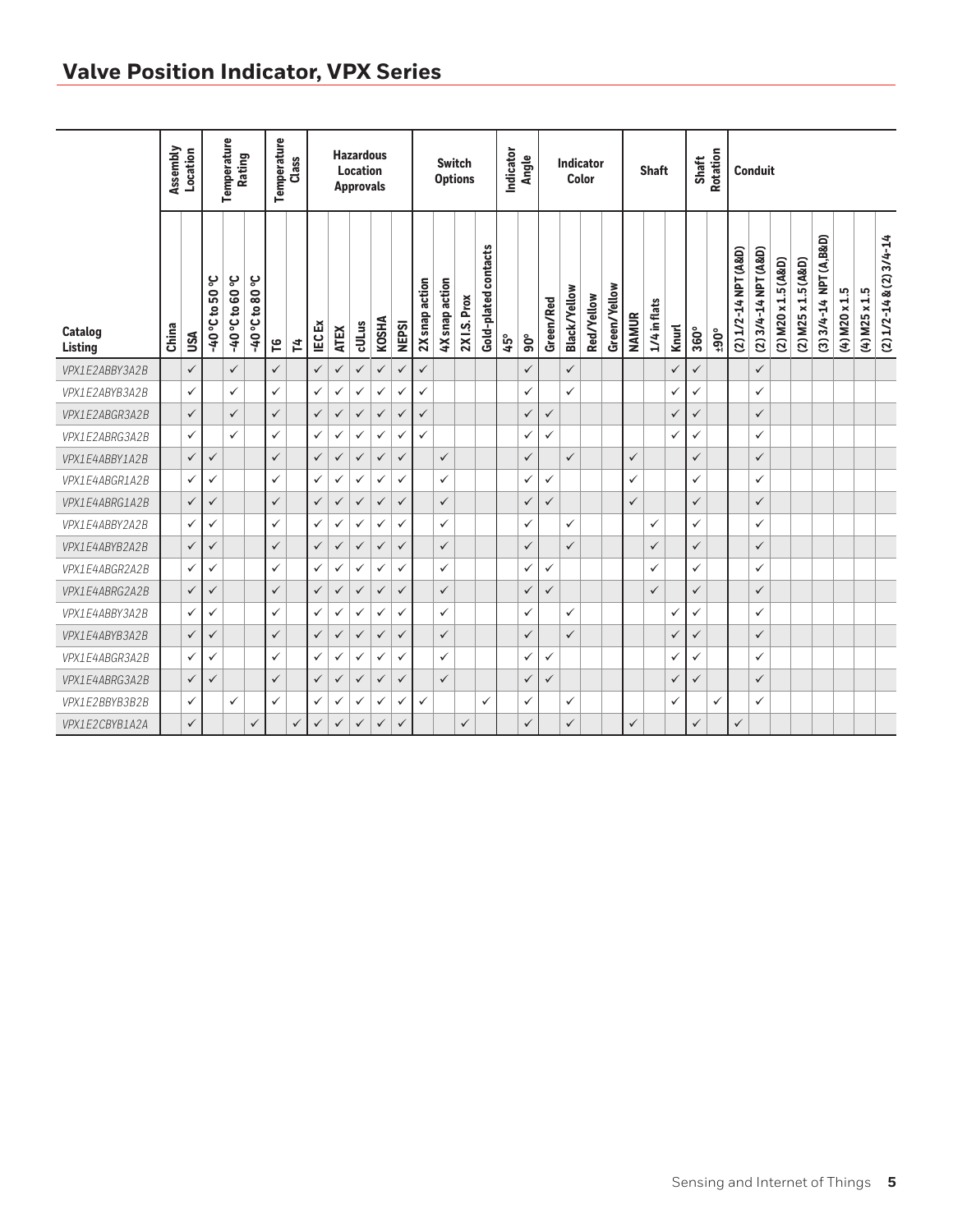## Valve Position Indicator, VPX Series

| Catalog Listing | Assembly Location | | Temperature Rating | | | Temperature Class | | Hazardous Location Approvals | | | | | Switch Options | | | | Indicator Angle | | Indicator Color | | | | Shaft | | | Shaft Rotation | | Conduit | | | | | | | | |
|---|---|---|---|---|---|---|---|---|---|---|---|---|---|---|---|---|---|---|---|---|---|---|---|---|---|---|---|---|---|---|---|---|---|---|---|---|
| | China | USA | -40 °C to 50 °C | -40 °C to 60 °C | -40 °C to 80 °C | T6 | T4 | IEC Ex | ATEX | cULus | KOSHA | NEPSI | 2X snap action | 4X snap action | 2X I.S. Prox | Gold-plated contacts | 45° | 90° | Green/Red | Black/Yellow | Red/Yellow | Green/Yellow | NAMUR | 1/4 in flats | Knurl | 360° | ±90° | (2) 1/2-14 NPT (A&D) | (2) 3/4-14 NPT (A&D) | (2) M20 x 1.5 (A&D) | (2) M25 x 1.5 (A&D) | (3) 3/4-14 NPT (A,B&D) | (4) M20 x 1.5 | (4) M25 x 1.5 | (2) 1/2-14 & (2) 3/4-14 |
| VPX1E2ABBY3A2B | | ✓ | | ✓ | | ✓ | | ✓ | ✓ | ✓ | ✓ | ✓ | ✓ | | | | | ✓ | | ✓ | | | | | ✓ | ✓ | | | ✓ | | | | | | |
| VPX1E2ABYB3A2B | | ✓ | | ✓ | | ✓ | | ✓ | ✓ | ✓ | ✓ | ✓ | ✓ | | | | | ✓ | | ✓ | | | | | ✓ | ✓ | | | ✓ | | | | | | |
| VPX1E2ABGR3A2B | | ✓ | | ✓ | | ✓ | | ✓ | ✓ | ✓ | ✓ | ✓ | ✓ | | | | | ✓ | ✓ | | | | | | ✓ | ✓ | | | ✓ | | | | | | |
| VPX1E2ABRG3A2B | | ✓ | | ✓ | | ✓ | | ✓ | ✓ | ✓ | ✓ | ✓ | ✓ | | | | | ✓ | ✓ | | | | | | ✓ | ✓ | | | ✓ | | | | | | |
| VPX1E4ABBY1A2B | | ✓ | ✓ | | | ✓ | | ✓ | ✓ | ✓ | ✓ | ✓ | | ✓ | | | | ✓ | | ✓ | | | ✓ | | | ✓ | | | ✓ | | | | | | |
| VPX1E4ABGR1A2B | | ✓ | ✓ | | | ✓ | | ✓ | ✓ | ✓ | ✓ | ✓ | | ✓ | | | | ✓ | ✓ | | | | ✓ | | | ✓ | | | ✓ | | | | | | |
| VPX1E4ABRG1A2B | | ✓ | ✓ | | | ✓ | | ✓ | ✓ | ✓ | ✓ | ✓ | | ✓ | | | | ✓ | ✓ | | | | ✓ | | | ✓ | | | ✓ | | | | | | |
| VPX1E4ABBY2A2B | | ✓ | ✓ | | | ✓ | | ✓ | ✓ | ✓ | ✓ | ✓ | | ✓ | | | | ✓ | | ✓ | | | | ✓ | | ✓ | | | ✓ | | | | | | |
| VPX1E4ABYB2A2B | | ✓ | ✓ | | | ✓ | | ✓ | ✓ | ✓ | ✓ | ✓ | | ✓ | | | | ✓ | | ✓ | | | | ✓ | | ✓ | | | ✓ | | | | | | |
| VPX1E4ABGR2A2B | | ✓ | ✓ | | | ✓ | | ✓ | ✓ | ✓ | ✓ | ✓ | | ✓ | | | | ✓ | ✓ | | | | | ✓ | | ✓ | | | ✓ | | | | | | |
| VPX1E4ABRG2A2B | | ✓ | ✓ | | | ✓ | | ✓ | ✓ | ✓ | ✓ | ✓ | | ✓ | | | | ✓ | ✓ | | | | | ✓ | | ✓ | | | ✓ | | | | | | |
| VPX1E4ABBY3A2B | | ✓ | ✓ | | | ✓ | | ✓ | ✓ | ✓ | ✓ | ✓ | | ✓ | | | | ✓ | | ✓ | | | | | ✓ | ✓ | | | ✓ | | | | | | |
| VPX1E4ABYB3A2B | | ✓ | ✓ | | | ✓ | | ✓ | ✓ | ✓ | ✓ | ✓ | | ✓ | | | | ✓ | | ✓ | | | | | ✓ | ✓ | | | ✓ | | | | | | |
| VPX1E4ABGR3A2B | | ✓ | ✓ | | | ✓ | | ✓ | ✓ | ✓ | ✓ | ✓ | | ✓ | | | | ✓ | ✓ | | | | | | ✓ | ✓ | | | ✓ | | | | | | |
| VPX1E4ABRG3A2B | | ✓ | ✓ | | | ✓ | | ✓ | ✓ | ✓ | ✓ | ✓ | | ✓ | | | | ✓ | ✓ | | | | | | ✓ | ✓ | | | ✓ | | | | | | |
| VPX1E2BBYB3B2B | | ✓ | | ✓ | | ✓ | | ✓ | ✓ | ✓ | ✓ | ✓ | ✓ | | | ✓ | | ✓ | | ✓ | | | | | ✓ | | ✓ | | ✓ | | | | | | |
| VPX1E2CBYB1A2A | | ✓ | | | ✓ | | ✓ | ✓ | ✓ | ✓ | ✓ | ✓ | | | ✓ | | | ✓ | | ✓ | | | ✓ | | | ✓ | | ✓ | | | | | | | |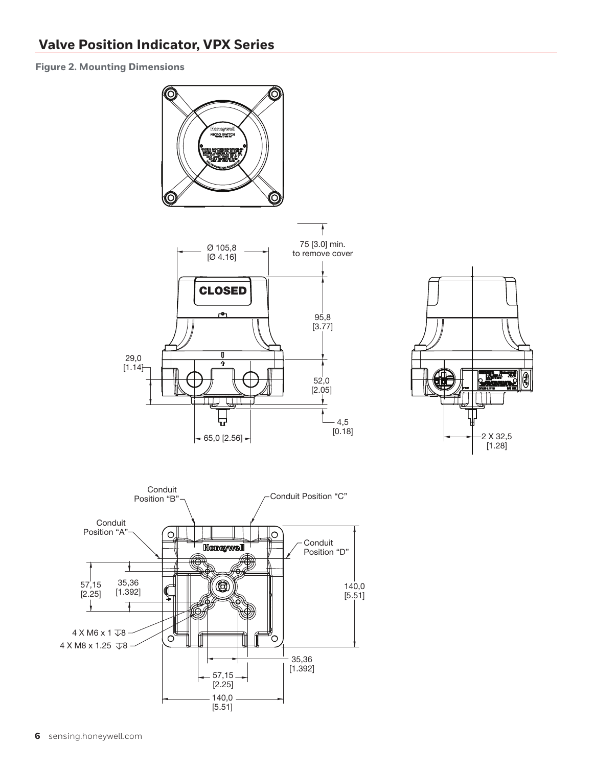## Valve Position Indicator, VPX Series

**Figure 2. Mounting Dimensions**

Ø 105,8 [Ø 4.16]

75 [3.0] min. to remove cover

CLOSED

95,8 [3.77]

29,0 [1.14]

52,0 [2.05]

4,5 [0.18]

65,0 [2.56]

2 X 32,5 [1.28]

Conduit Position "B"

Conduit Position "C"

Conduit Position "A"

Conduit Position "D"

57,15 [2.25]

35,36 [1.392]

140,0 [5.51]

4 X M6 x 1 ↧8

4 X M8 x 1.25 ↧8

35,36 [1.392]

57,15 [2.25]

140,0 [5.51]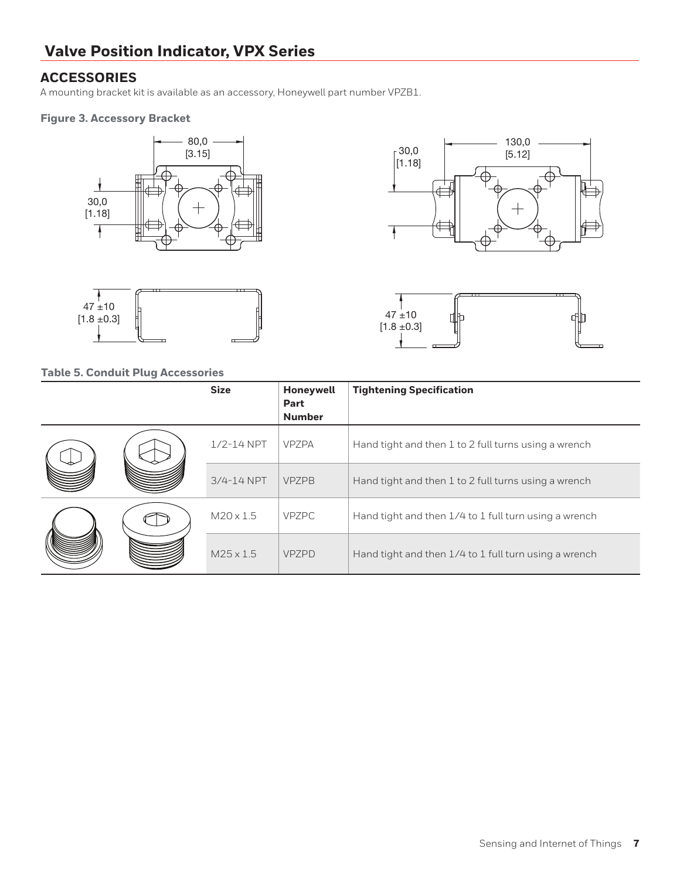# Valve Position Indicator, VPX Series

## ACCESSORIES

A mounting bracket kit is available as an accessory, Honeywell part number VPZB1.

**Figure 3. Accessory Bracket**

**Table 5. Conduit Plug Accessories**

| | Size | Honeywell Part Number | Tightening Specification |
|---|---|---|---|
| | 1/2-14 NPT | VPZPA | Hand tight and then 1 to 2 full turns using a wrench |
| | 3/4-14 NPT | VPZPB | Hand tight and then 1 to 2 full turns using a wrench |
| | M20 x 1.5 | VPZPC | Hand tight and then 1/4 to 1 full turn using a wrench |
| | M25 x 1.5 | VPZPD | Hand tight and then 1/4 to 1 full turn using a wrench |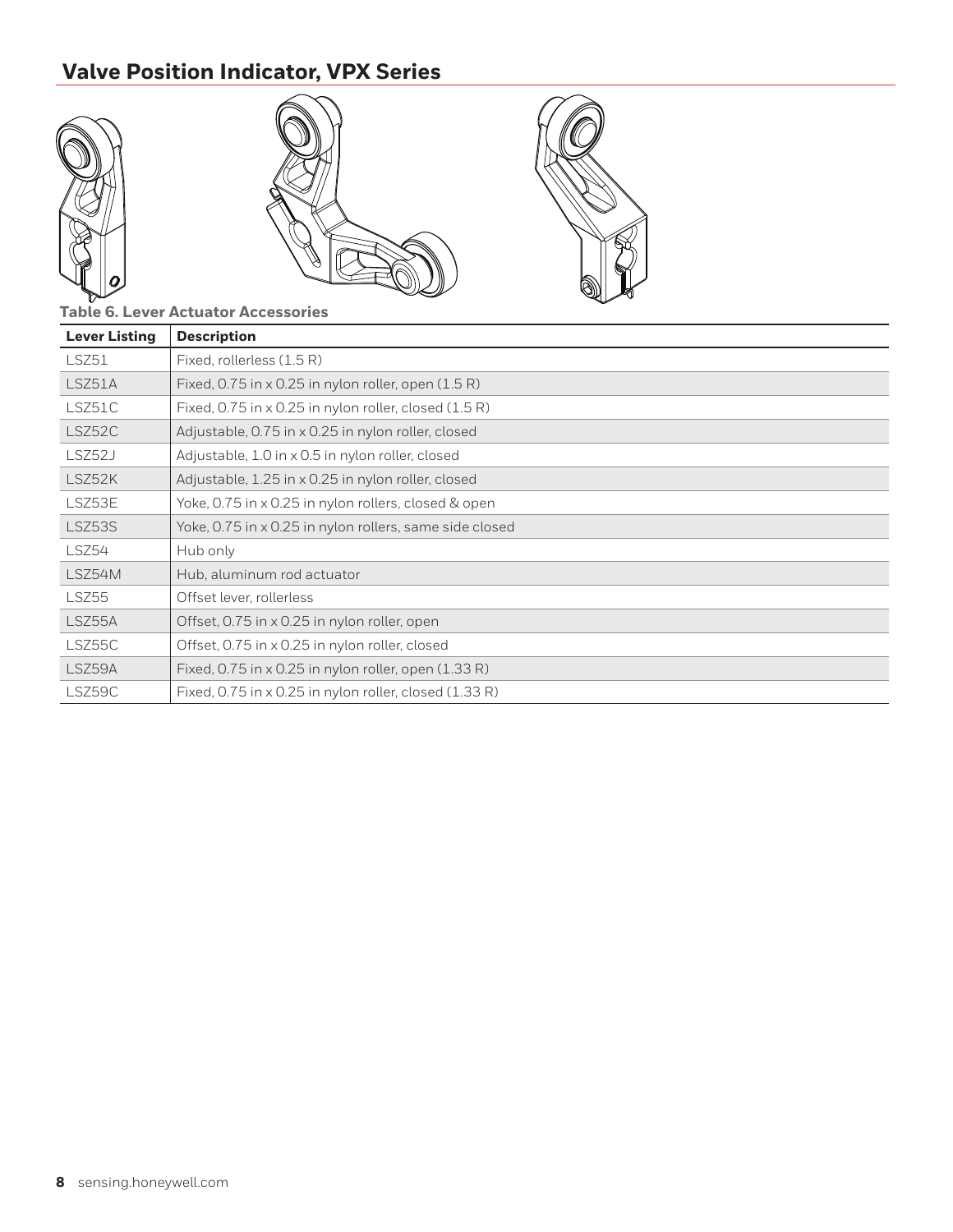## Valve Position Indicator, VPX Series

**Table 6. Lever Actuator Accessories**

| Lever Listing | Description |
|---|---|
| LSZ51 | Fixed, rollerless (1.5 R) |
| LSZ51A | Fixed, 0.75 in x 0.25 in nylon roller, open (1.5 R) |
| LSZ51C | Fixed, 0.75 in x 0.25 in nylon roller, closed (1.5 R) |
| LSZ52C | Adjustable, 0.75 in x 0.25 in nylon roller, closed |
| LSZ52J | Adjustable, 1.0 in x 0.5 in nylon roller, closed |
| LSZ52K | Adjustable, 1.25 in x 0.25 in nylon roller, closed |
| LSZ53E | Yoke, 0.75 in x 0.25 in nylon rollers, closed & open |
| LSZ53S | Yoke, 0.75 in x 0.25 in nylon rollers, same side closed |
| LSZ54 | Hub only |
| LSZ54M | Hub, aluminum rod actuator |
| LSZ55 | Offset lever, rollerless |
| LSZ55A | Offset, 0.75 in x 0.25 in nylon roller, open |
| LSZ55C | Offset, 0.75 in x 0.25 in nylon roller, closed |
| LSZ59A | Fixed, 0.75 in x 0.25 in nylon roller, open (1.33 R) |
| LSZ59C | Fixed, 0.75 in x 0.25 in nylon roller, closed (1.33 R) |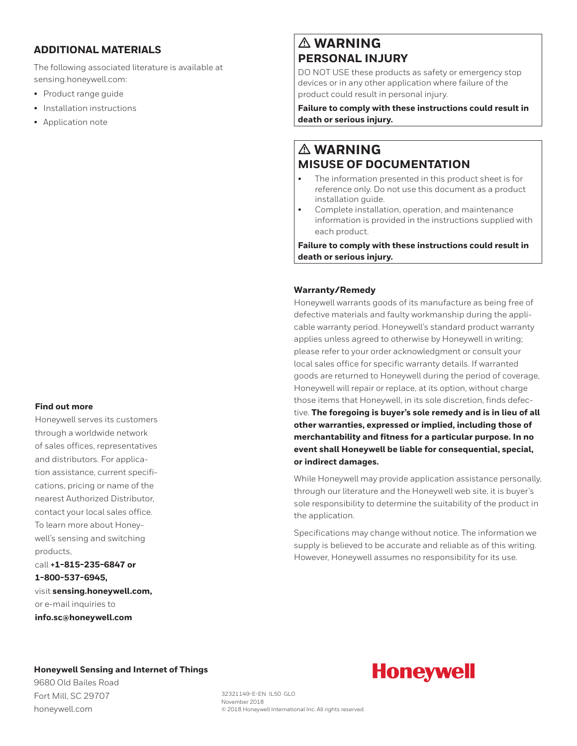## ADDITIONAL MATERIALS

The following associated literature is available at sensing.honeywell.com:

- Product range guide
- Installation instructions
- Application note

## ⚠ WARNING
## PERSONAL INJURY

DO NOT USE these products as safety or emergency stop devices or in any other application where failure of the product could result in personal injury.

**Failure to comply with these instructions could result in death or serious injury.**

## ⚠ WARNING
## MISUSE OF DOCUMENTATION

- The information presented in this product sheet is for reference only. Do not use this document as a product installation guide.
- Complete installation, operation, and maintenance information is provided in the instructions supplied with each product.

**Failure to comply with these instructions could result in death or serious injury.**

**Warranty/Remedy**

Honeywell warrants goods of its manufacture as being free of defective materials and faulty workmanship during the applicable warranty period. Honeywell's standard product warranty applies unless agreed to otherwise by Honeywell in writing; please refer to your order acknowledgment or consult your local sales office for specific warranty details. If warranted goods are returned to Honeywell during the period of coverage, Honeywell will repair or replace, at its option, without charge those items that Honeywell, in its sole discretion, finds defective. **The foregoing is buyer's sole remedy and is in lieu of all other warranties, expressed or implied, including those of merchantability and fitness for a particular purpose. In no event shall Honeywell be liable for consequential, special, or indirect damages.**

While Honeywell may provide application assistance personally, through our literature and the Honeywell web site, it is buyer's sole responsibility to determine the suitability of the product in the application.

Specifications may change without notice. The information we supply is believed to be accurate and reliable as of this writing. However, Honeywell assumes no responsibility for its use.

**Find out more**

Honeywell serves its customers through a worldwide network of sales offices, representatives and distributors. For application assistance, current specifications, pricing or name of the nearest Authorized Distributor, contact your local sales office. To learn more about Honeywell's sensing and switching products,
call **+1-815-235-6847 or 1-800-537-6945,**
visit **sensing.honeywell.com,**
or e-mail inquiries to
**info.sc@honeywell.com**

**Honeywell Sensing and Internet of Things**
9680 Old Bailes Road
Fort Mill, SC 29707
honeywell.com

32321149-E-EN IL50 GLO
November 2018
© 2018 Honeywell International Inc. All rights reserved.

**Honeywell**